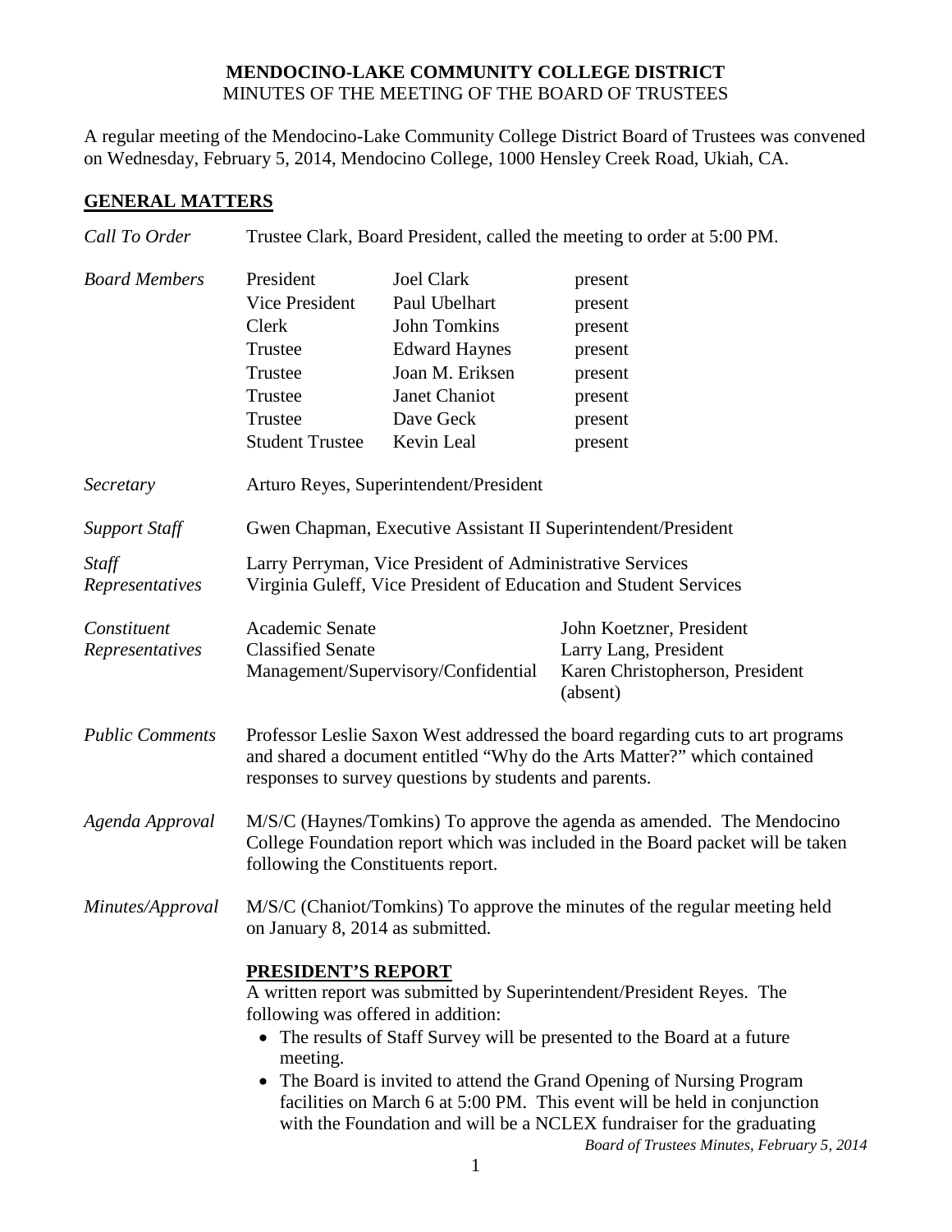**MENDOCINO-LAKE COMMUNITY COLLEGE DISTRICT**
MINUTES OF THE MEETING OF THE BOARD OF TRUSTEES

A regular meeting of the Mendocino-Lake Community College District Board of Trustees was convened on Wednesday, February 5, 2014, Mendocino College, 1000 Hensley Creek Road, Ukiah, CA.

## GENERAL MATTERS

*Call To Order* — Trustee Clark, Board President, called the meeting to order at 5:00 PM.

*Board Members*

| | | |
|---|---|---|
| President | Joel Clark | present |
| Vice President | Paul Ubelhart | present |
| Clerk | John Tomkins | present |
| Trustee | Edward Haynes | present |
| Trustee | Joan M. Eriksen | present |
| Trustee | Janet Chaniot | present |
| Trustee | Dave Geck | present |
| Student Trustee | Kevin Leal | present |

*Secretary* — Arturo Reyes, Superintendent/President

*Support Staff* — Gwen Chapman, Executive Assistant II Superintendent/President

*Staff Representatives* — Larry Perryman, Vice President of Administrative Services
Virginia Guleff, Vice President of Education and Student Services

*Constituent Representatives*

| | |
|---|---|
| Academic Senate | John Koetzner, President |
| Classified Senate | Larry Lang, President |
| Management/Supervisory/Confidential | Karen Christopherson, President (absent) |

*Public Comments* — Professor Leslie Saxon West addressed the board regarding cuts to art programs and shared a document entitled "Why do the Arts Matter?" which contained responses to survey questions by students and parents.

*Agenda Approval* — M/S/C (Haynes/Tomkins) To approve the agenda as amended. The Mendocino College Foundation report which was included in the Board packet will be taken following the Constituents report.

*Minutes/Approval* — M/S/C (Chaniot/Tomkins) To approve the minutes of the regular meeting held on January 8, 2014 as submitted.

## PRESIDENT'S REPORT

A written report was submitted by Superintendent/President Reyes. The following was offered in addition:

- The results of Staff Survey will be presented to the Board at a future meeting.
- The Board is invited to attend the Grand Opening of Nursing Program facilities on March 6 at 5:00 PM. This event will be held in conjunction with the Foundation and will be a NCLEX fundraiser for the graduating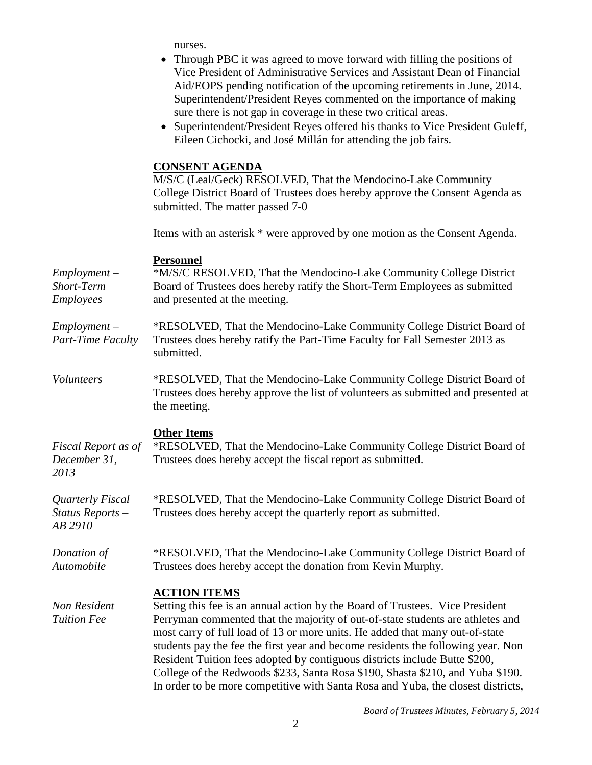nurses.

- Through PBC it was agreed to move forward with filling the positions of Vice President of Administrative Services and Assistant Dean of Financial Aid/EOPS pending notification of the upcoming retirements in June, 2014. Superintendent/President Reyes commented on the importance of making sure there is not gap in coverage in these two critical areas.
- Superintendent/President Reyes offered his thanks to Vice President Guleff, Eileen Cichocki, and José Millán for attending the job fairs.

**CONSENT AGENDA**

M/S/C (Leal/Geck) RESOLVED, That the Mendocino-Lake Community College District Board of Trustees does hereby approve the Consent Agenda as submitted. The matter passed 7-0

Items with an asterisk * were approved by one motion as the Consent Agenda.

**Personnel**

*Employment – Short-Term Employees*

*M/S/C RESOLVED, That the Mendocino-Lake Community College District Board of Trustees does hereby ratify the Short-Term Employees as submitted and presented at the meeting.

*Employment – Part-Time Faculty*

*RESOLVED, That the Mendocino-Lake Community College District Board of Trustees does hereby ratify the Part-Time Faculty for Fall Semester 2013 as submitted.

*Volunteers*

*RESOLVED, That the Mendocino-Lake Community College District Board of Trustees does hereby approve the list of volunteers as submitted and presented at the meeting.

**Other Items**

*Fiscal Report as of December 31, 2013*

*RESOLVED, That the Mendocino-Lake Community College District Board of Trustees does hereby accept the fiscal report as submitted.

*Quarterly Fiscal Status Reports – AB 2910*

*RESOLVED, That the Mendocino-Lake Community College District Board of Trustees does hereby accept the quarterly report as submitted.

*Donation of Automobile*

*RESOLVED, That the Mendocino-Lake Community College District Board of Trustees does hereby accept the donation from Kevin Murphy.

**ACTION ITEMS**

*Non Resident Tuition Fee*

Setting this fee is an annual action by the Board of Trustees. Vice President Perryman commented that the majority of out-of-state students are athletes and most carry of full load of 13 or more units. He added that many out-of-state students pay the fee the first year and become residents the following year. Non Resident Tuition fees adopted by contiguous districts include Butte $200, College of the Redwoods $233, Santa Rosa $190, Shasta $210, and Yuba $190. In order to be more competitive with Santa Rosa and Yuba, the closest districts,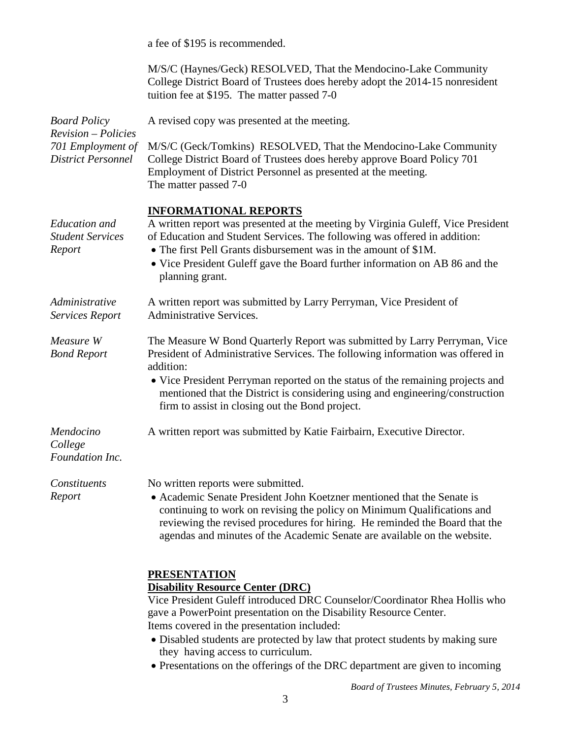a fee of $195 is recommended.

M/S/C (Haynes/Geck) RESOLVED, That the Mendocino-Lake Community College District Board of Trustees does hereby adopt the 2014-15 nonresident tuition fee at $195. The matter passed 7-0

*Board Policy Revision – Policies 701 Employment of District Personnel*

A revised copy was presented at the meeting.

M/S/C (Geck/Tomkins) RESOLVED, That the Mendocino-Lake Community College District Board of Trustees does hereby approve Board Policy 701 Employment of District Personnel as presented at the meeting.
The matter passed 7-0

## INFORMATIONAL REPORTS

*Education and Student Services Report*

A written report was presented at the meeting by Virginia Guleff, Vice President of Education and Student Services. The following was offered in addition:

- The first Pell Grants disbursement was in the amount of $1M.
- Vice President Guleff gave the Board further information on AB 86 and the planning grant.

*Administrative Services Report*

A written report was submitted by Larry Perryman, Vice President of Administrative Services.

*Measure W Bond Report*

The Measure W Bond Quarterly Report was submitted by Larry Perryman, Vice President of Administrative Services. The following information was offered in addition:

- Vice President Perryman reported on the status of the remaining projects and mentioned that the District is considering using and engineering/construction firm to assist in closing out the Bond project.

*Mendocino College Foundation Inc.*

A written report was submitted by Katie Fairbairn, Executive Director.

*Constituents Report*

No written reports were submitted.

- Academic Senate President John Koetzner mentioned that the Senate is continuing to work on revising the policy on Minimum Qualifications and reviewing the revised procedures for hiring. He reminded the Board that the agendas and minutes of the Academic Senate are available on the website.

## PRESENTATION

### Disability Resource Center (DRC)

Vice President Guleff introduced DRC Counselor/Coordinator Rhea Hollis who gave a PowerPoint presentation on the Disability Resource Center.
Items covered in the presentation included:

- Disabled students are protected by law that protect students by making sure they having access to curriculum.
- Presentations on the offerings of the DRC department are given to incoming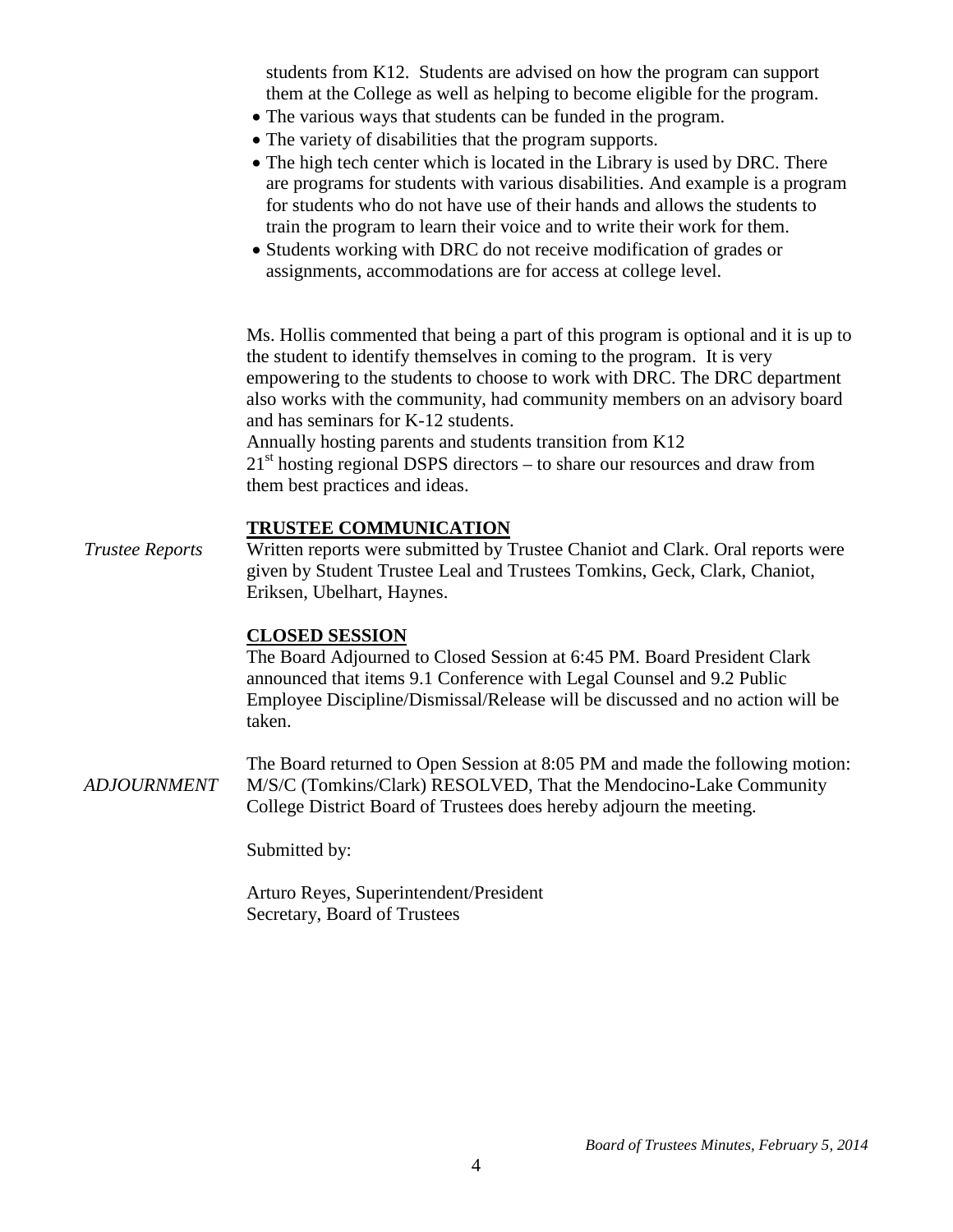students from K12. Students are advised on how the program can support them at the College as well as helping to become eligible for the program.

- The various ways that students can be funded in the program.
- The variety of disabilities that the program supports.
- The high tech center which is located in the Library is used by DRC. There are programs for students with various disabilities. And example is a program for students who do not have use of their hands and allows the students to train the program to learn their voice and to write their work for them.
- Students working with DRC do not receive modification of grades or assignments, accommodations are for access at college level.

Ms. Hollis commented that being a part of this program is optional and it is up to the student to identify themselves in coming to the program. It is very empowering to the students to choose to work with DRC. The DRC department also works with the community, had community members on an advisory board and has seminars for K-12 students.
Annually hosting parents and students transition from K12
21st hosting regional DSPS directors – to share our resources and draw from them best practices and ideas.

## TRUSTEE COMMUNICATION

*Trustee Reports*

Written reports were submitted by Trustee Chaniot and Clark. Oral reports were given by Student Trustee Leal and Trustees Tomkins, Geck, Clark, Chaniot, Eriksen, Ubelhart, Haynes.

## CLOSED SESSION

The Board Adjourned to Closed Session at 6:45 PM. Board President Clark announced that items 9.1 Conference with Legal Counsel and 9.2 Public Employee Discipline/Dismissal/Release will be discussed and no action will be taken.

The Board returned to Open Session at 8:05 PM and made the following motion:

*ADJOURNMENT*

M/S/C (Tomkins/Clark) RESOLVED, That the Mendocino-Lake Community College District Board of Trustees does hereby adjourn the meeting.

Submitted by:

Arturo Reyes, Superintendent/President
Secretary, Board of Trustees